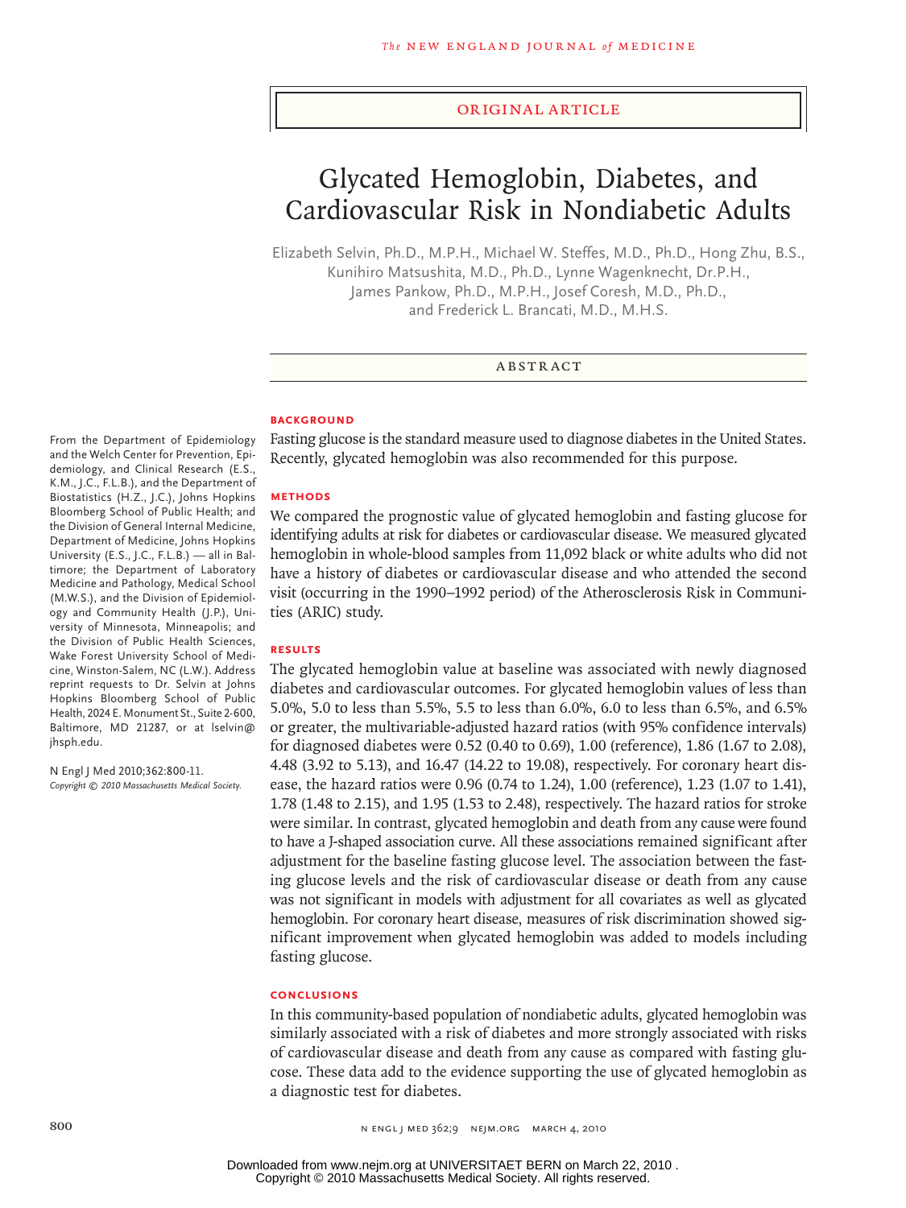ORIGINAL ARTICLE

# Glycated Hemoglobin, Diabetes, and Cardiovascular Risk in Nondiabetic Adults

Elizabeth Selvin, Ph.D., M.P.H., Michael W. Steffes, M.D., Ph.D., Hong Zhu, B.S., Kunihiro Matsushita, M.D., Ph.D., Lynne Wagenknecht, Dr.P.H., James Pankow, Ph.D., M.P.H., Josef Coresh, M.D., Ph.D., and Frederick L. Brancati, M.D., M.H.S.

## ABSTRACT

### BACKGROUND

Fasting glucose is the standard measure used to diagnose diabetes in the United States. Recently, glycated hemoglobin was also recommended for this purpose.

### METHODS

We compared the prognostic value of glycated hemoglobin and fasting glucose for identifying adults at risk for diabetes or cardiovascular disease. We measured glycated hemoglobin in whole-blood samples from 11,092 black or white adults who did not have a history of diabetes or cardiovascular disease and who attended the second visit (occurring in the 1990–1992 period) of the Atherosclerosis Risk in Communities (ARIC) study.

### RESULTS

The glycated hemoglobin value at baseline was associated with newly diagnosed diabetes and cardiovascular outcomes. For glycated hemoglobin values of less than 5.0%, 5.0 to less than 5.5%, 5.5 to less than 6.0%, 6.0 to less than 6.5%, and 6.5% or greater, the multivariable-adjusted hazard ratios (with 95% confidence intervals) for diagnosed diabetes were 0.52 (0.40 to 0.69), 1.00 (reference), 1.86 (1.67 to 2.08), 4.48 (3.92 to 5.13), and 16.47 (14.22 to 19.08), respectively. For coronary heart disease, the hazard ratios were 0.96 (0.74 to 1.24), 1.00 (reference), 1.23 (1.07 to 1.41), 1.78 (1.48 to 2.15), and 1.95 (1.53 to 2.48), respectively. The hazard ratios for stroke were similar. In contrast, glycated hemoglobin and death from any cause were found to have a J-shaped association curve. All these associations remained significant after adjustment for the baseline fasting glucose level. The association between the fasting glucose levels and the risk of cardiovascular disease or death from any cause was not significant in models with adjustment for all covariates as well as glycated hemoglobin. For coronary heart disease, measures of risk discrimination showed significant improvement when glycated hemoglobin was added to models including fasting glucose.

### CONCLUSIONS

In this community-based population of nondiabetic adults, glycated hemoglobin was similarly associated with a risk of diabetes and more strongly associated with risks of cardiovascular disease and death from any cause as compared with fasting glucose. These data add to the evidence supporting the use of glycated hemoglobin as a diagnostic test for diabetes.

From the Department of Epidemiology and the Welch Center for Prevention, Epidemiology, and Clinical Research (E.S., K.M., J.C., F.L.B.), and the Department of Biostatistics (H.Z., J.C.), Johns Hopkins Bloomberg School of Public Health; and the Division of General Internal Medicine, Department of Medicine, Johns Hopkins University (E.S., J.C., F.L.B.) — all in Baltimore; the Department of Laboratory Medicine and Pathology, Medical School (M.W.S.), and the Division of Epidemiology and Community Health (J.P.), University of Minnesota, Minneapolis; and the Division of Public Health Sciences, Wake Forest University School of Medicine, Winston-Salem, NC (L.W.). Address reprint requests to Dr. Selvin at Johns Hopkins Bloomberg School of Public Health, 2024 E. Monument St., Suite 2-600, Baltimore, MD 21287, or at lselvin@jhsph.edu.

N Engl J Med 2010;362:800-11.
*Copyright © 2010 Massachusetts Medical Society.*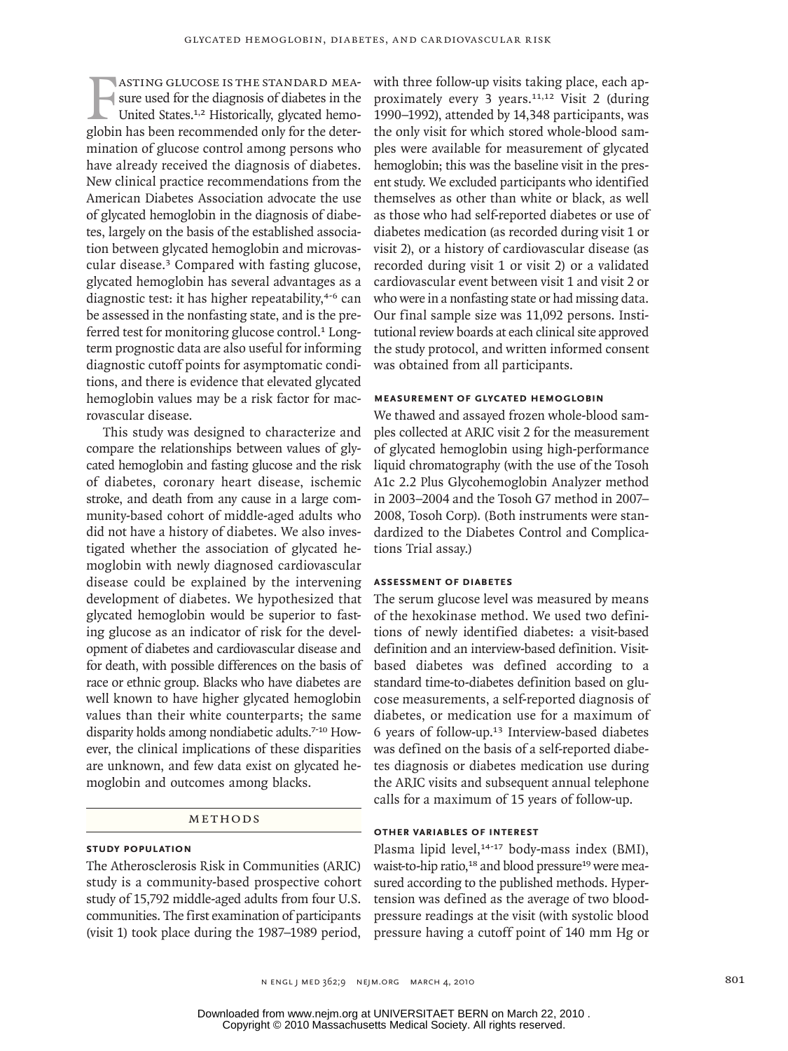Fasting glucose is the standard measure used for the diagnosis of diabetes in the United States.[1,2] Historically, glycated hemoglobin has been recommended only for the determination of glucose control among persons who have already received the diagnosis of diabetes. New clinical practice recommendations from the American Diabetes Association advocate the use of glycated hemoglobin in the diagnosis of diabetes, largely on the basis of the established association between glycated hemoglobin and microvascular disease.[3] Compared with fasting glucose, glycated hemoglobin has several advantages as a diagnostic test: it has higher repeatability,[4-6] can be assessed in the nonfasting state, and is the preferred test for monitoring glucose control.[1] Long-term prognostic data are also useful for informing diagnostic cutoff points for asymptomatic conditions, and there is evidence that elevated glycated hemoglobin values may be a risk factor for macrovascular disease.

This study was designed to characterize and compare the relationships between values of glycated hemoglobin and fasting glucose and the risk of diabetes, coronary heart disease, ischemic stroke, and death from any cause in a large community-based cohort of middle-aged adults who did not have a history of diabetes. We also investigated whether the association of glycated hemoglobin with newly diagnosed cardiovascular disease could be explained by the intervening development of diabetes. We hypothesized that glycated hemoglobin would be superior to fasting glucose as an indicator of risk for the development of diabetes and cardiovascular disease and for death, with possible differences on the basis of race or ethnic group. Blacks who have diabetes are well known to have higher glycated hemoglobin values than their white counterparts; the same disparity holds among nondiabetic adults.[7-10] However, the clinical implications of these disparities are unknown, and few data exist on glycated hemoglobin and outcomes among blacks.

## Methods

### Study Population

The Atherosclerosis Risk in Communities (ARIC) study is a community-based prospective cohort study of 15,792 middle-aged adults from four U.S. communities. The first examination of participants (visit 1) took place during the 1987–1989 period, with three follow-up visits taking place, each approximately every 3 years.[11,12] Visit 2 (during 1990–1992), attended by 14,348 participants, was the only visit for which stored whole-blood samples were available for measurement of glycated hemoglobin; this was the baseline visit in the present study. We excluded participants who identified themselves as other than white or black, as well as those who had self-reported diabetes or use of diabetes medication (as recorded during visit 1 or visit 2), or a history of cardiovascular disease (as recorded during visit 1 or visit 2) or a validated cardiovascular event between visit 1 and visit 2 or who were in a nonfasting state or had missing data. Our final sample size was 11,092 persons. Institutional review boards at each clinical site approved the study protocol, and written informed consent was obtained from all participants.

### Measurement of Glycated Hemoglobin

We thawed and assayed frozen whole-blood samples collected at ARIC visit 2 for the measurement of glycated hemoglobin using high-performance liquid chromatography (with the use of the Tosoh A1c 2.2 Plus Glycohemoglobin Analyzer method in 2003–2004 and the Tosoh G7 method in 2007–2008, Tosoh Corp). (Both instruments were standardized to the Diabetes Control and Complications Trial assay.)

### Assessment of Diabetes

The serum glucose level was measured by means of the hexokinase method. We used two definitions of newly identified diabetes: a visit-based definition and an interview-based definition. Visit-based diabetes was defined according to a standard time-to-diabetes definition based on glucose measurements, a self-reported diagnosis of diabetes, or medication use for a maximum of 6 years of follow-up.[13] Interview-based diabetes was defined on the basis of a self-reported diabetes diagnosis or diabetes medication use during the ARIC visits and subsequent annual telephone calls for a maximum of 15 years of follow-up.

### Other Variables of Interest

Plasma lipid level,[14-17] body-mass index (BMI), waist-to-hip ratio,[18] and blood pressure[19] were measured according to the published methods. Hypertension was defined as the average of two blood-pressure readings at the visit (with systolic blood pressure having a cutoff point of 140 mm Hg or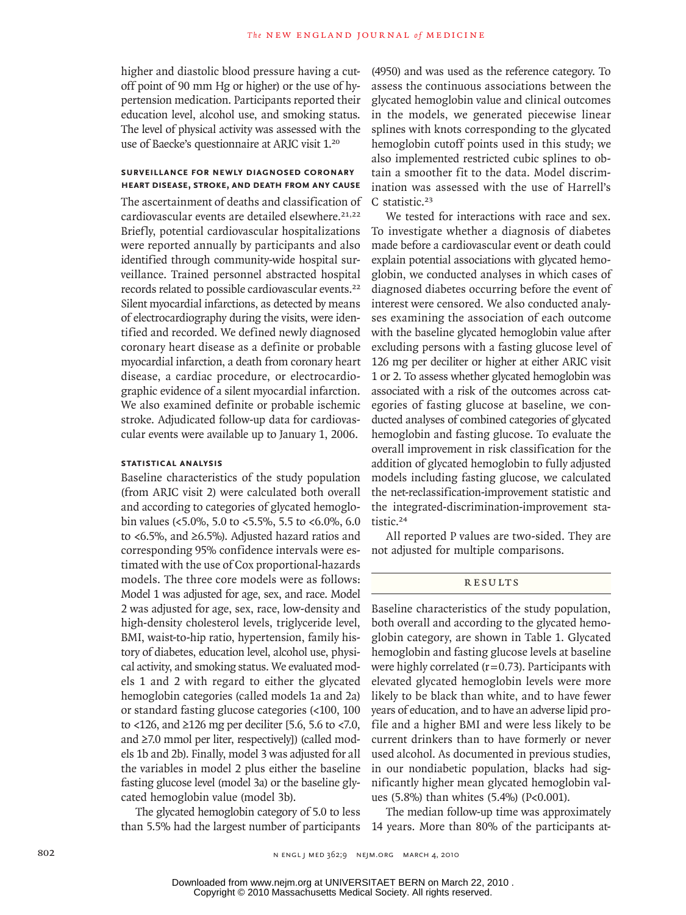higher and diastolic blood pressure having a cutoff point of 90 mm Hg or higher) or the use of hypertension medication. Participants reported their education level, alcohol use, and smoking status. The level of physical activity was assessed with the use of Baecke's questionnaire at ARIC visit 1.[20]

### Surveillance for Newly Diagnosed Coronary Heart Disease, Stroke, and Death from Any Cause

The ascertainment of deaths and classification of cardiovascular events are detailed elsewhere.[21,22] Briefly, potential cardiovascular hospitalizations were reported annually by participants and also identified through community-wide hospital surveillance. Trained personnel abstracted hospital records related to possible cardiovascular events.[22] Silent myocardial infarctions, as detected by means of electrocardiography during the visits, were identified and recorded. We defined newly diagnosed coronary heart disease as a definite or probable myocardial infarction, a death from coronary heart disease, a cardiac procedure, or electrocardiographic evidence of a silent myocardial infarction. We also examined definite or probable ischemic stroke. Adjudicated follow-up data for cardiovascular events were available up to January 1, 2006.

### Statistical Analysis

Baseline characteristics of the study population (from ARIC visit 2) were calculated both overall and according to categories of glycated hemoglobin values (<5.0%, 5.0 to <5.5%, 5.5 to <6.0%, 6.0 to <6.5%, and ≥6.5%). Adjusted hazard ratios and corresponding 95% confidence intervals were estimated with the use of Cox proportional-hazards models. The three core models were as follows: Model 1 was adjusted for age, sex, and race. Model 2 was adjusted for age, sex, race, low-density and high-density cholesterol levels, triglyceride level, BMI, waist-to-hip ratio, hypertension, family history of diabetes, education level, alcohol use, physical activity, and smoking status. We evaluated models 1 and 2 with regard to either the glycated hemoglobin categories (called models 1a and 2a) or standard fasting glucose categories (<100, 100 to <126, and ≥126 mg per deciliter [5.6, 5.6 to <7.0, and ≥7.0 mmol per liter, respectively]) (called models 1b and 2b). Finally, model 3 was adjusted for all the variables in model 2 plus either the baseline fasting glucose level (model 3a) or the baseline glycated hemoglobin value (model 3b).

The glycated hemoglobin category of 5.0 to less than 5.5% had the largest number of participants (4950) and was used as the reference category. To assess the continuous associations between the glycated hemoglobin value and clinical outcomes in the models, we generated piecewise linear splines with knots corresponding to the glycated hemoglobin cutoff points used in this study; we also implemented restricted cubic splines to obtain a smoother fit to the data. Model discrimination was assessed with the use of Harrell's C statistic.[23]

We tested for interactions with race and sex. To investigate whether a diagnosis of diabetes made before a cardiovascular event or death could explain potential associations with glycated hemoglobin, we conducted analyses in which cases of diagnosed diabetes occurring before the event of interest were censored. We also conducted analyses examining the association of each outcome with the baseline glycated hemoglobin value after excluding persons with a fasting glucose level of 126 mg per deciliter or higher at either ARIC visit 1 or 2. To assess whether glycated hemoglobin was associated with a risk of the outcomes across categories of fasting glucose at baseline, we conducted analyses of combined categories of glycated hemoglobin and fasting glucose. To evaluate the overall improvement in risk classification for the addition of glycated hemoglobin to fully adjusted models including fasting glucose, we calculated the net-reclassification-improvement statistic and the integrated-discrimination-improvement statistic.[24]

All reported P values are two-sided. They are not adjusted for multiple comparisons.

## Results

Baseline characteristics of the study population, both overall and according to the glycated hemoglobin category, are shown in Table 1. Glycated hemoglobin and fasting glucose levels at baseline were highly correlated ($r=0.73$). Participants with elevated glycated hemoglobin levels were more likely to be black than white, and to have fewer years of education, and to have an adverse lipid profile and a higher BMI and were less likely to be current drinkers than to have formerly or never used alcohol. As documented in previous studies, in our nondiabetic population, blacks had significantly higher mean glycated hemoglobin values (5.8%) than whites (5.4%) ($P<0.001$).

The median follow-up time was approximately 14 years. More than 80% of the participants at-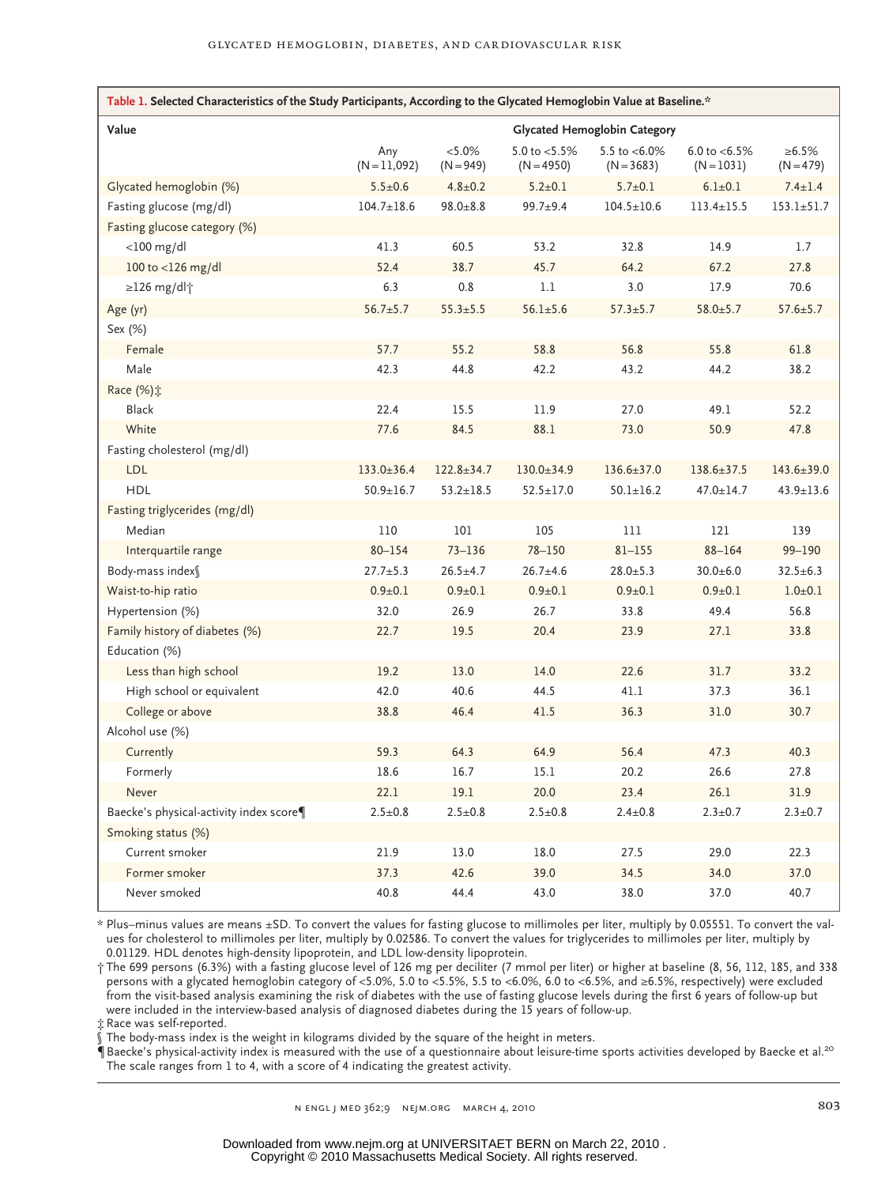**Table 1. Selected Characteristics of the Study Participants, According to the Glycated Hemoglobin Value at Baseline.***

| Value | Glycated Hemoglobin Category | | | | | |
|---|---|---|---|---|---|---|
| | Any (N=11,092) | <5.0% (N=949) | 5.0 to <5.5% (N=4950) | 5.5 to <6.0% (N=3683) | 6.0 to <6.5% (N=1031) | ≥6.5% (N=479) |
| Glycated hemoglobin (%) | 5.5±0.6 | 4.8±0.2 | 5.2±0.1 | 5.7±0.1 | 6.1±0.1 | 7.4±1.4 |
| Fasting glucose (mg/dl) | 104.7±18.6 | 98.0±8.8 | 99.7±9.4 | 104.5±10.6 | 113.4±15.5 | 153.1±51.7 |
| Fasting glucose category (%) | | | | | | |
| <100 mg/dl | 41.3 | 60.5 | 53.2 | 32.8 | 14.9 | 1.7 |
| 100 to <126 mg/dl | 52.4 | 38.7 | 45.7 | 64.2 | 67.2 | 27.8 |
| ≥126 mg/dl† | 6.3 | 0.8 | 1.1 | 3.0 | 17.9 | 70.6 |
| Age (yr) | 56.7±5.7 | 55.3±5.5 | 56.1±5.6 | 57.3±5.7 | 58.0±5.7 | 57.6±5.7 |
| Sex (%) | | | | | | |
| Female | 57.7 | 55.2 | 58.8 | 56.8 | 55.8 | 61.8 |
| Male | 42.3 | 44.8 | 42.2 | 43.2 | 44.2 | 38.2 |
| Race (%)‡ | | | | | | |
| Black | 22.4 | 15.5 | 11.9 | 27.0 | 49.1 | 52.2 |
| White | 77.6 | 84.5 | 88.1 | 73.0 | 50.9 | 47.8 |
| Fasting cholesterol (mg/dl) | | | | | | |
| LDL | 133.0±36.4 | 122.8±34.7 | 130.0±34.9 | 136.6±37.0 | 138.6±37.5 | 143.6±39.0 |
| HDL | 50.9±16.7 | 53.2±18.5 | 52.5±17.0 | 50.1±16.2 | 47.0±14.7 | 43.9±13.6 |
| Fasting triglycerides (mg/dl) | | | | | | |
| Median | 110 | 101 | 105 | 111 | 121 | 139 |
| Interquartile range | 80–154 | 73–136 | 78–150 | 81–155 | 88–164 | 99–190 |
| Body-mass index§ | 27.7±5.3 | 26.5±4.7 | 26.7±4.6 | 28.0±5.3 | 30.0±6.0 | 32.5±6.3 |
| Waist-to-hip ratio | 0.9±0.1 | 0.9±0.1 | 0.9±0.1 | 0.9±0.1 | 0.9±0.1 | 1.0±0.1 |
| Hypertension (%) | 32.0 | 26.9 | 26.7 | 33.8 | 49.4 | 56.8 |
| Family history of diabetes (%) | 22.7 | 19.5 | 20.4 | 23.9 | 27.1 | 33.8 |
| Education (%) | | | | | | |
| Less than high school | 19.2 | 13.0 | 14.0 | 22.6 | 31.7 | 33.2 |
| High school or equivalent | 42.0 | 40.6 | 44.5 | 41.1 | 37.3 | 36.1 |
| College or above | 38.8 | 46.4 | 41.5 | 36.3 | 31.0 | 30.7 |
| Alcohol use (%) | | | | | | |
| Currently | 59.3 | 64.3 | 64.9 | 56.4 | 47.3 | 40.3 |
| Formerly | 18.6 | 16.7 | 15.1 | 20.2 | 26.6 | 27.8 |
| Never | 22.1 | 19.1 | 20.0 | 23.4 | 26.1 | 31.9 |
| Baecke's physical-activity index score¶ | 2.5±0.8 | 2.5±0.8 | 2.5±0.8 | 2.4±0.8 | 2.3±0.7 | 2.3±0.7 |
| Smoking status (%) | | | | | | |
| Current smoker | 21.9 | 13.0 | 18.0 | 27.5 | 29.0 | 22.3 |
| Former smoker | 37.3 | 42.6 | 39.0 | 34.5 | 34.0 | 37.0 |
| Never smoked | 40.8 | 44.4 | 43.0 | 38.0 | 37.0 | 40.7 |

\* Plus–minus values are means ±SD. To convert the values for fasting glucose to millimoles per liter, multiply by 0.05551. To convert the values for cholesterol to millimoles per liter, multiply by 0.02586. To convert the values for triglycerides to millimoles per liter, multiply by 0.01129. HDL denotes high-density lipoprotein, and LDL low-density lipoprotein.

† The 699 persons (6.3%) with a fasting glucose level of 126 mg per deciliter (7 mmol per liter) or higher at baseline (8, 56, 112, 185, and 338 persons with a glycated hemoglobin category of <5.0%, 5.0 to <5.5%, 5.5 to <6.0%, 6.0 to <6.5%, and ≥6.5%, respectively) were excluded from the visit-based analysis examining the risk of diabetes with the use of fasting glucose levels during the first 6 years of follow-up but were included in the interview-based analysis of diagnosed diabetes during the 15 years of follow-up.

‡ Race was self-reported.

§ The body-mass index is the weight in kilograms divided by the square of the height in meters.

¶ Baecke's physical-activity index is measured with the use of a questionnaire about leisure-time sports activities developed by Baecke et al.[20] The scale ranges from 1 to 4, with a score of 4 indicating the greatest activity.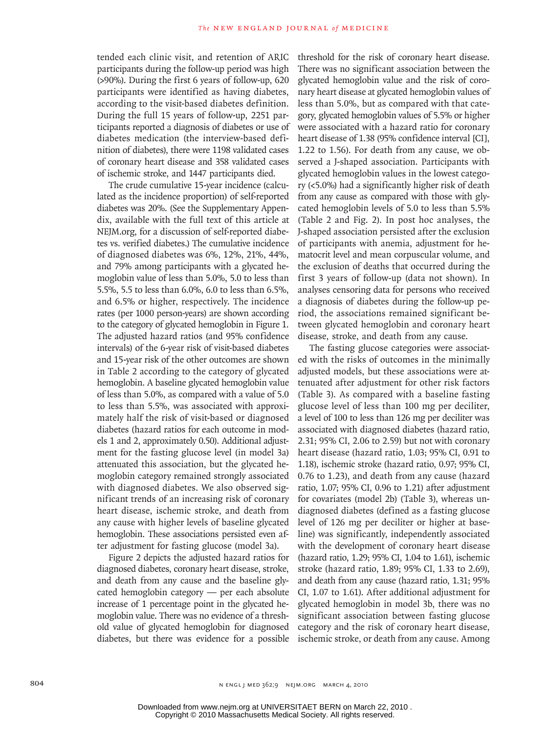tended each clinic visit, and retention of ARIC participants during the follow-up period was high (>90%). During the first 6 years of follow-up, 620 participants were identified as having diabetes, according to the visit-based diabetes definition. During the full 15 years of follow-up, 2251 participants reported a diagnosis of diabetes or use of diabetes medication (the interview-based definition of diabetes), there were 1198 validated cases of coronary heart disease and 358 validated cases of ischemic stroke, and 1447 participants died.

The crude cumulative 15-year incidence (calculated as the incidence proportion) of self-reported diabetes was 20%. (See the Supplementary Appendix, available with the full text of this article at NEJM.org, for a discussion of self-reported diabetes vs. verified diabetes.) The cumulative incidence of diagnosed diabetes was 6%, 12%, 21%, 44%, and 79% among participants with a glycated hemoglobin value of less than 5.0%, 5.0 to less than 5.5%, 5.5 to less than 6.0%, 6.0 to less than 6.5%, and 6.5% or higher, respectively. The incidence rates (per 1000 person-years) are shown according to the category of glycated hemoglobin in Figure 1. The adjusted hazard ratios (and 95% confidence intervals) of the 6-year risk of visit-based diabetes and 15-year risk of the other outcomes are shown in Table 2 according to the category of glycated hemoglobin. A baseline glycated hemoglobin value of less than 5.0%, as compared with a value of 5.0 to less than 5.5%, was associated with approximately half the risk of visit-based or diagnosed diabetes (hazard ratios for each outcome in models 1 and 2, approximately 0.50). Additional adjustment for the fasting glucose level (in model 3a) attenuated this association, but the glycated hemoglobin category remained strongly associated with diagnosed diabetes. We also observed significant trends of an increasing risk of coronary heart disease, ischemic stroke, and death from any cause with higher levels of baseline glycated hemoglobin. These associations persisted even after adjustment for fasting glucose (model 3a).

Figure 2 depicts the adjusted hazard ratios for diagnosed diabetes, coronary heart disease, stroke, and death from any cause and the baseline glycated hemoglobin category — per each absolute increase of 1 percentage point in the glycated hemoglobin value. There was no evidence of a threshold value of glycated hemoglobin for diagnosed diabetes, but there was evidence for a possible threshold for the risk of coronary heart disease. There was no significant association between the glycated hemoglobin value and the risk of coronary heart disease at glycated hemoglobin values of less than 5.0%, but as compared with that category, glycated hemoglobin values of 5.5% or higher were associated with a hazard ratio for coronary heart disease of 1.38 (95% confidence interval [CI], 1.22 to 1.56). For death from any cause, we observed a J-shaped association. Participants with glycated hemoglobin values in the lowest category (<5.0%) had a significantly higher risk of death from any cause as compared with those with glycated hemoglobin levels of 5.0 to less than 5.5% (Table 2 and Fig. 2). In post hoc analyses, the J-shaped association persisted after the exclusion of participants with anemia, adjustment for hematocrit level and mean corpuscular volume, and the exclusion of deaths that occurred during the first 3 years of follow-up (data not shown). In analyses censoring data for persons who received a diagnosis of diabetes during the follow-up period, the associations remained significant between glycated hemoglobin and coronary heart disease, stroke, and death from any cause.

The fasting glucose categories were associated with the risks of outcomes in the minimally adjusted models, but these associations were attenuated after adjustment for other risk factors (Table 3). As compared with a baseline fasting glucose level of less than 100 mg per deciliter, a level of 100 to less than 126 mg per deciliter was associated with diagnosed diabetes (hazard ratio, 2.31; 95% CI, 2.06 to 2.59) but not with coronary heart disease (hazard ratio, 1.03; 95% CI, 0.91 to 1.18), ischemic stroke (hazard ratio, 0.97; 95% CI, 0.76 to 1.23), and death from any cause (hazard ratio, 1.07; 95% CI, 0.96 to 1.21) after adjustment for covariates (model 2b) (Table 3), whereas undiagnosed diabetes (defined as a fasting glucose level of 126 mg per deciliter or higher at baseline) was significantly, independently associated with the development of coronary heart disease (hazard ratio, 1.29; 95% CI, 1.04 to 1.61), ischemic stroke (hazard ratio, 1.89; 95% CI, 1.33 to 2.69), and death from any cause (hazard ratio, 1.31; 95% CI, 1.07 to 1.61). After additional adjustment for glycated hemoglobin in model 3b, there was no significant association between fasting glucose category and the risk of coronary heart disease, ischemic stroke, or death from any cause. Among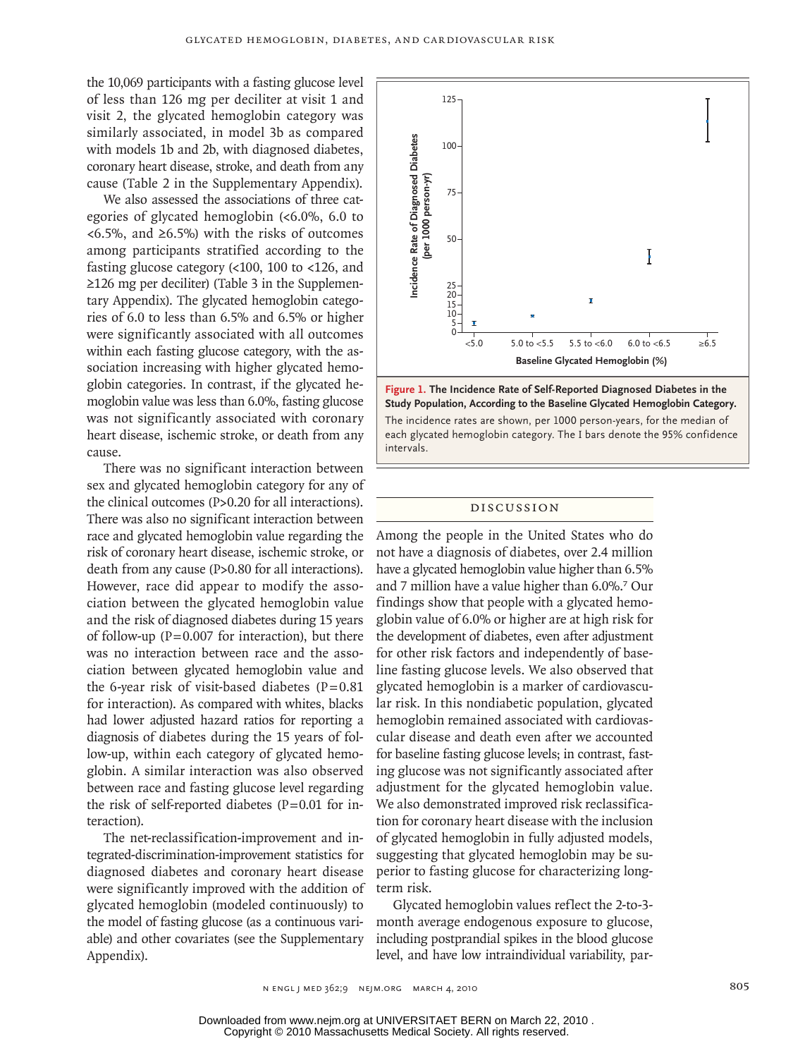the 10,069 participants with a fasting glucose level of less than 126 mg per deciliter at visit 1 and visit 2, the glycated hemoglobin category was similarly associated, in model 3b as compared with models 1b and 2b, with diagnosed diabetes, coronary heart disease, stroke, and death from any cause (Table 2 in the Supplementary Appendix).

We also assessed the associations of three categories of glycated hemoglobin (<6.0%, 6.0 to <6.5%, and ≥6.5%) with the risks of outcomes among participants stratified according to the fasting glucose category (<100, 100 to <126, and ≥126 mg per deciliter) (Table 3 in the Supplementary Appendix). The glycated hemoglobin categories of 6.0 to less than 6.5% and 6.5% or higher were significantly associated with all outcomes within each fasting glucose category, with the association increasing with higher glycated hemoglobin categories. In contrast, if the glycated hemoglobin value was less than 6.0%, fasting glucose was not significantly associated with coronary heart disease, ischemic stroke, or death from any cause.

There was no significant interaction between sex and glycated hemoglobin category for any of the clinical outcomes (P>0.20 for all interactions). There was also no significant interaction between race and glycated hemoglobin value regarding the risk of coronary heart disease, ischemic stroke, or death from any cause (P>0.80 for all interactions). However, race did appear to modify the association between the glycated hemoglobin value and the risk of diagnosed diabetes during 15 years of follow-up (P=0.007 for interaction), but there was no interaction between race and the association between glycated hemoglobin value and the 6-year risk of visit-based diabetes (P=0.81 for interaction). As compared with whites, blacks had lower adjusted hazard ratios for reporting a diagnosis of diabetes during the 15 years of follow-up, within each category of glycated hemoglobin. A similar interaction was also observed between race and fasting glucose level regarding the risk of self-reported diabetes (P=0.01 for interaction).

The net-reclassification-improvement and integrated-discrimination-improvement statistics for diagnosed diabetes and coronary heart disease were significantly improved with the addition of glycated hemoglobin (modeled continuously) to the model of fasting glucose (as a continuous variable) and other covariates (see the Supplementary Appendix).

**Figure 1. The Incidence Rate of Self-Reported Diagnosed Diabetes in the Study Population, According to the Baseline Glycated Hemoglobin Category.**
The incidence rates are shown, per 1000 person-years, for the median of each glycated hemoglobin category. The I bars denote the 95% confidence intervals.

## DISCUSSION

Among the people in the United States who do not have a diagnosis of diabetes, over 2.4 million have a glycated hemoglobin value higher than 6.5% and 7 million have a value higher than 6.0%.[7] Our findings show that people with a glycated hemoglobin value of 6.0% or higher are at high risk for the development of diabetes, even after adjustment for other risk factors and independently of baseline fasting glucose levels. We also observed that glycated hemoglobin is a marker of cardiovascular risk. In this nondiabetic population, glycated hemoglobin remained associated with cardiovascular disease and death even after we accounted for baseline fasting glucose levels; in contrast, fasting glucose was not significantly associated after adjustment for the glycated hemoglobin value. We also demonstrated improved risk reclassification for coronary heart disease with the inclusion of glycated hemoglobin in fully adjusted models, suggesting that glycated hemoglobin may be superior to fasting glucose for characterizing long-term risk.

Glycated hemoglobin values reflect the 2-to-3-month average endogenous exposure to glucose, including postprandial spikes in the blood glucose level, and have low intraindividual variability, par-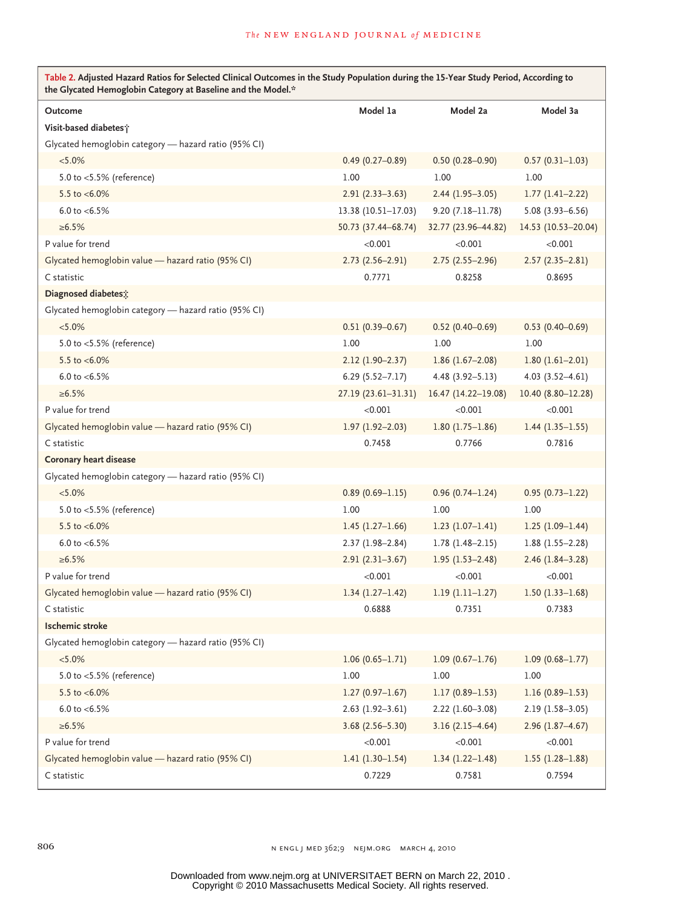**Table 2. Adjusted Hazard Ratios for Selected Clinical Outcomes in the Study Population during the 15-Year Study Period, According to the Glycated Hemoglobin Category at Baseline and the Model.***

| Outcome | Model 1a | Model 2a | Model 3a |
|---|---|---|---|
| **Visit-based diabetes†** | | | |
| Glycated hemoglobin category — hazard ratio (95% CI) | | | |
| <5.0% | 0.49 (0.27–0.89) | 0.50 (0.28–0.90) | 0.57 (0.31–1.03) |
| 5.0 to <5.5% (reference) | 1.00 | 1.00 | 1.00 |
| 5.5 to <6.0% | 2.91 (2.33–3.63) | 2.44 (1.95–3.05) | 1.77 (1.41–2.22) |
| 6.0 to <6.5% | 13.38 (10.51–17.03) | 9.20 (7.18–11.78) | 5.08 (3.93–6.56) |
| ≥6.5% | 50.73 (37.44–68.74) | 32.77 (23.96–44.82) | 14.53 (10.53–20.04) |
| P value for trend | <0.001 | <0.001 | <0.001 |
| Glycated hemoglobin value — hazard ratio (95% CI) | 2.73 (2.56–2.91) | 2.75 (2.55–2.96) | 2.57 (2.35–2.81) |
| C statistic | 0.7771 | 0.8258 | 0.8695 |
| **Diagnosed diabetes‡** | | | |
| Glycated hemoglobin category — hazard ratio (95% CI) | | | |
| <5.0% | 0.51 (0.39–0.67) | 0.52 (0.40–0.69) | 0.53 (0.40–0.69) |
| 5.0 to <5.5% (reference) | 1.00 | 1.00 | 1.00 |
| 5.5 to <6.0% | 2.12 (1.90–2.37) | 1.86 (1.67–2.08) | 1.80 (1.61–2.01) |
| 6.0 to <6.5% | 6.29 (5.52–7.17) | 4.48 (3.92–5.13) | 4.03 (3.52–4.61) |
| ≥6.5% | 27.19 (23.61–31.31) | 16.47 (14.22–19.08) | 10.40 (8.80–12.28) |
| P value for trend | <0.001 | <0.001 | <0.001 |
| Glycated hemoglobin value — hazard ratio (95% CI) | 1.97 (1.92–2.03) | 1.80 (1.75–1.86) | 1.44 (1.35–1.55) |
| C statistic | 0.7458 | 0.7766 | 0.7816 |
| **Coronary heart disease** | | | |
| Glycated hemoglobin category — hazard ratio (95% CI) | | | |
| <5.0% | 0.89 (0.69–1.15) | 0.96 (0.74–1.24) | 0.95 (0.73–1.22) |
| 5.0 to <5.5% (reference) | 1.00 | 1.00 | 1.00 |
| 5.5 to <6.0% | 1.45 (1.27–1.66) | 1.23 (1.07–1.41) | 1.25 (1.09–1.44) |
| 6.0 to <6.5% | 2.37 (1.98–2.84) | 1.78 (1.48–2.15) | 1.88 (1.55–2.28) |
| ≥6.5% | 2.91 (2.31–3.67) | 1.95 (1.53–2.48) | 2.46 (1.84–3.28) |
| P value for trend | <0.001 | <0.001 | <0.001 |
| Glycated hemoglobin value — hazard ratio (95% CI) | 1.34 (1.27–1.42) | 1.19 (1.11–1.27) | 1.50 (1.33–1.68) |
| C statistic | 0.6888 | 0.7351 | 0.7383 |
| **Ischemic stroke** | | | |
| Glycated hemoglobin category — hazard ratio (95% CI) | | | |
| <5.0% | 1.06 (0.65–1.71) | 1.09 (0.67–1.76) | 1.09 (0.68–1.77) |
| 5.0 to <5.5% (reference) | 1.00 | 1.00 | 1.00 |
| 5.5 to <6.0% | 1.27 (0.97–1.67) | 1.17 (0.89–1.53) | 1.16 (0.89–1.53) |
| 6.0 to <6.5% | 2.63 (1.92–3.61) | 2.22 (1.60–3.08) | 2.19 (1.58–3.05) |
| ≥6.5% | 3.68 (2.56–5.30) | 3.16 (2.15–4.64) | 2.96 (1.87–4.67) |
| P value for trend | <0.001 | <0.001 | <0.001 |
| Glycated hemoglobin value — hazard ratio (95% CI) | 1.41 (1.30–1.54) | 1.34 (1.22–1.48) | 1.55 (1.28–1.88) |
| C statistic | 0.7229 | 0.7581 | 0.7594 |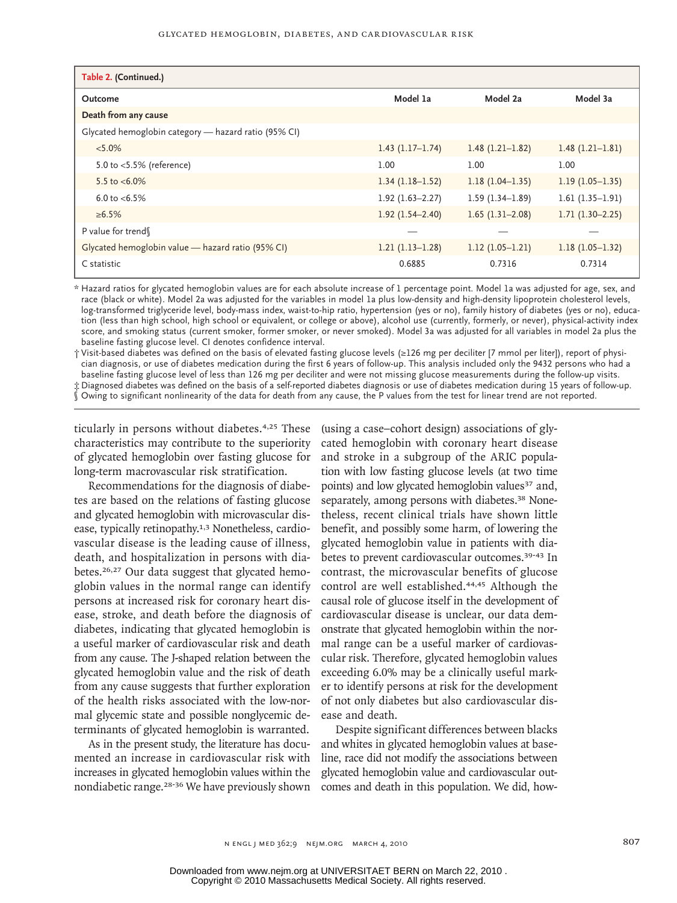**Table 2. (Continued.)**

| Outcome | Model 1a | Model 2a | Model 3a |
|---|---|---|---|
| **Death from any cause** | | | |
| Glycated hemoglobin category — hazard ratio (95% CI) | | | |
| <5.0% | 1.43 (1.17–1.74) | 1.48 (1.21–1.82) | 1.48 (1.21–1.81) |
| 5.0 to <5.5% (reference) | 1.00 | 1.00 | 1.00 |
| 5.5 to <6.0% | 1.34 (1.18–1.52) | 1.18 (1.04–1.35) | 1.19 (1.05–1.35) |
| 6.0 to <6.5% | 1.92 (1.63–2.27) | 1.59 (1.34–1.89) | 1.61 (1.35–1.91) |
| ≥6.5% | 1.92 (1.54–2.40) | 1.65 (1.31–2.08) | 1.71 (1.30–2.25) |
| P value for trend§ | — | — | — |
| Glycated hemoglobin value — hazard ratio (95% CI) | 1.21 (1.13–1.28) | 1.12 (1.05–1.21) | 1.18 (1.05–1.32) |
| C statistic | 0.6885 | 0.7316 | 0.7314 |

\* Hazard ratios for glycated hemoglobin values are for each absolute increase of 1 percentage point. Model 1a was adjusted for age, sex, and race (black or white). Model 2a was adjusted for the variables in model 1a plus low-density and high-density lipoprotein cholesterol levels, log-transformed triglyceride level, body-mass index, waist-to-hip ratio, hypertension (yes or no), family history of diabetes (yes or no), education (less than high school, high school or equivalent, or college or above), alcohol use (currently, formerly, or never), physical-activity index score, and smoking status (current smoker, former smoker, or never smoked). Model 3a was adjusted for all variables in model 2a plus the baseline fasting glucose level. CI denotes confidence interval.

† Visit-based diabetes was defined on the basis of elevated fasting glucose levels (≥126 mg per deciliter [7 mmol per liter]), report of physician diagnosis, or use of diabetes medication during the first 6 years of follow-up. This analysis included only the 9432 persons who had a baseline fasting glucose level of less than 126 mg per deciliter and were not missing glucose measurements during the follow-up visits.

‡ Diagnosed diabetes was defined on the basis of a self-reported diabetes diagnosis or use of diabetes medication during 15 years of follow-up.

§ Owing to significant nonlinearity of the data for death from any cause, the P values from the test for linear trend are not reported.

ticularly in persons without diabetes.[4,25] These characteristics may contribute to the superiority of glycated hemoglobin over fasting glucose for long-term macrovascular risk stratification.

Recommendations for the diagnosis of diabetes are based on the relations of fasting glucose and glycated hemoglobin with microvascular disease, typically retinopathy.[1,3] Nonetheless, cardiovascular disease is the leading cause of illness, death, and hospitalization in persons with diabetes.[26,27] Our data suggest that glycated hemoglobin values in the normal range can identify persons at increased risk for coronary heart disease, stroke, and death before the diagnosis of diabetes, indicating that glycated hemoglobin is a useful marker of cardiovascular risk and death from any cause. The J-shaped relation between the glycated hemoglobin value and the risk of death from any cause suggests that further exploration of the health risks associated with the low-normal glycemic state and possible nonglycemic determinants of glycated hemoglobin is warranted.

As in the present study, the literature has documented an increase in cardiovascular risk with increases in glycated hemoglobin values within the nondiabetic range.[28-36] We have previously shown (using a case–cohort design) associations of glycated hemoglobin with coronary heart disease and stroke in a subgroup of the ARIC population with low fasting glucose levels (at two time points) and low glycated hemoglobin values[37] and, separately, among persons with diabetes.[38] Nonetheless, recent clinical trials have shown little benefit, and possibly some harm, of lowering the glycated hemoglobin value in patients with diabetes to prevent cardiovascular outcomes.[39-43] In contrast, the microvascular benefits of glucose control are well established.[44,45] Although the causal role of glucose itself in the development of cardiovascular disease is unclear, our data demonstrate that glycated hemoglobin within the normal range can be a useful marker of cardiovascular risk. Therefore, glycated hemoglobin values exceeding 6.0% may be a clinically useful marker to identify persons at risk for the development of not only diabetes but also cardiovascular disease and death.

Despite significant differences between blacks and whites in glycated hemoglobin values at baseline, race did not modify the associations between glycated hemoglobin value and cardiovascular outcomes and death in this population. We did, how-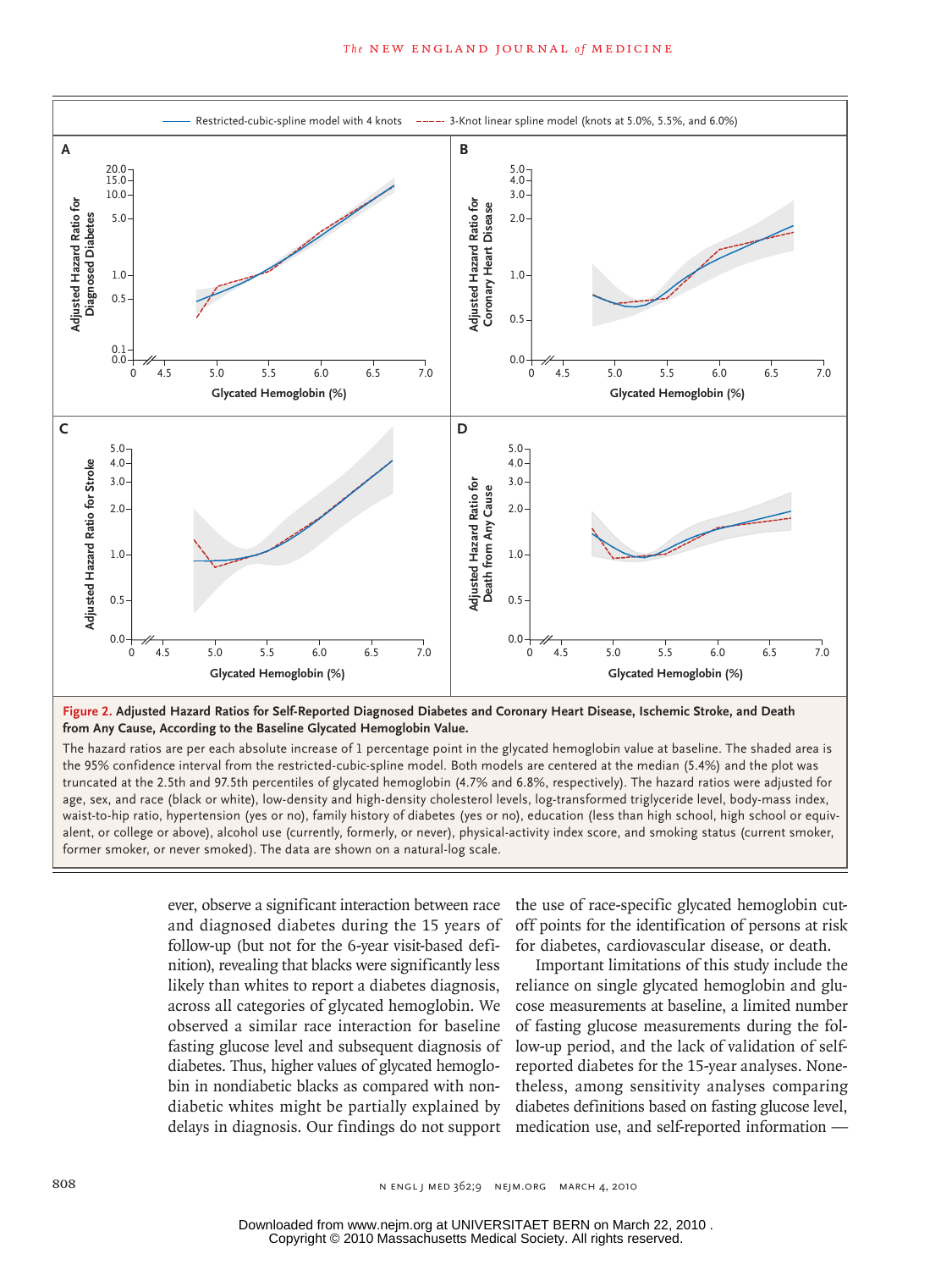**Figure 2. Adjusted Hazard Ratios for Self-Reported Diagnosed Diabetes and Coronary Heart Disease, Ischemic Stroke, and Death from Any Cause, According to the Baseline Glycated Hemoglobin Value.**

The hazard ratios are per each absolute increase of 1 percentage point in the glycated hemoglobin value at baseline. The shaded area is the 95% confidence interval from the restricted-cubic-spline model. Both models are centered at the median (5.4%) and the plot was truncated at the 2.5th and 97.5th percentiles of glycated hemoglobin (4.7% and 6.8%, respectively). The hazard ratios were adjusted for age, sex, and race (black or white), low-density and high-density cholesterol levels, log-transformed triglyceride level, body-mass index, waist-to-hip ratio, hypertension (yes or no), family history of diabetes (yes or no), education (less than high school, high school or equivalent, or college or above), alcohol use (currently, formerly, or never), physical-activity index score, and smoking status (current smoker, former smoker, or never smoked). The data are shown on a natural-log scale.

ever, observe a significant interaction between race and diagnosed diabetes during the 15 years of follow-up (but not for the 6-year visit-based definition), revealing that blacks were significantly less likely than whites to report a diabetes diagnosis, across all categories of glycated hemoglobin. We observed a similar race interaction for baseline fasting glucose level and subsequent diagnosis of diabetes. Thus, higher values of glycated hemoglobin in nondiabetic blacks as compared with nondiabetic whites might be partially explained by delays in diagnosis. Our findings do not support the use of race-specific glycated hemoglobin cutoff points for the identification of persons at risk for diabetes, cardiovascular disease, or death.

Important limitations of this study include the reliance on single glycated hemoglobin and glucose measurements at baseline, a limited number of fasting glucose measurements during the follow-up period, and the lack of validation of self-reported diabetes for the 15-year analyses. Nonetheless, among sensitivity analyses comparing diabetes definitions based on fasting glucose level, medication use, and self-reported information —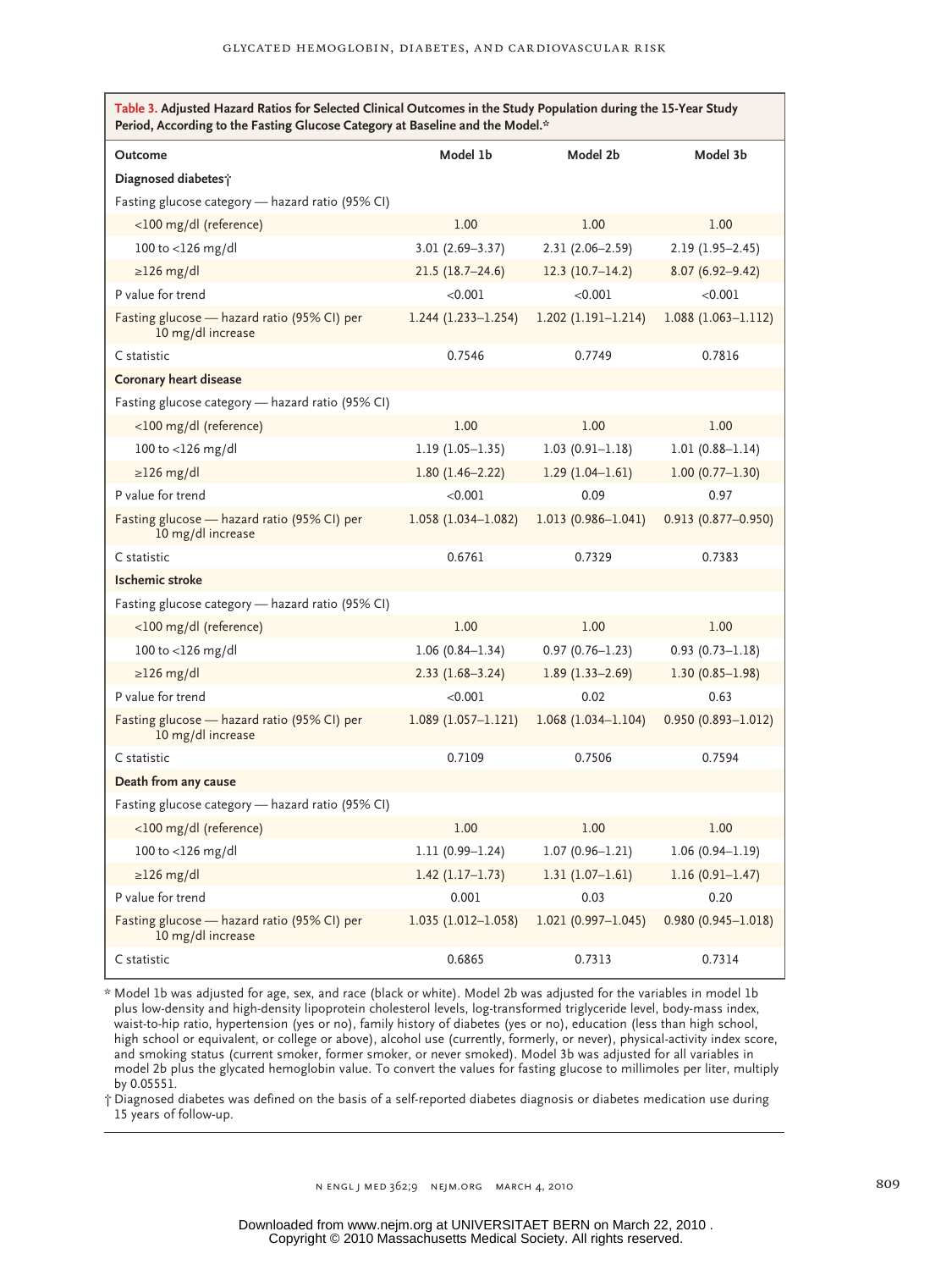**Table 3.** Adjusted Hazard Ratios for Selected Clinical Outcomes in the Study Population during the 15-Year Study Period, According to the Fasting Glucose Category at Baseline and the Model.*

| Outcome | Model 1b | Model 2b | Model 3b |
|---|---|---|---|
| **Diagnosed diabetes†** | | | |
| Fasting glucose category — hazard ratio (95% CI) | | | |
| <100 mg/dl (reference) | 1.00 | 1.00 | 1.00 |
| 100 to <126 mg/dl | 3.01 (2.69–3.37) | 2.31 (2.06–2.59) | 2.19 (1.95–2.45) |
| ≥126 mg/dl | 21.5 (18.7–24.6) | 12.3 (10.7–14.2) | 8.07 (6.92–9.42) |
| P value for trend | <0.001 | <0.001 | <0.001 |
| Fasting glucose — hazard ratio (95% CI) per 10 mg/dl increase | 1.244 (1.233–1.254) | 1.202 (1.191–1.214) | 1.088 (1.063–1.112) |
| C statistic | 0.7546 | 0.7749 | 0.7816 |
| **Coronary heart disease** | | | |
| Fasting glucose category — hazard ratio (95% CI) | | | |
| <100 mg/dl (reference) | 1.00 | 1.00 | 1.00 |
| 100 to <126 mg/dl | 1.19 (1.05–1.35) | 1.03 (0.91–1.18) | 1.01 (0.88–1.14) |
| ≥126 mg/dl | 1.80 (1.46–2.22) | 1.29 (1.04–1.61) | 1.00 (0.77–1.30) |
| P value for trend | <0.001 | 0.09 | 0.97 |
| Fasting glucose — hazard ratio (95% CI) per 10 mg/dl increase | 1.058 (1.034–1.082) | 1.013 (0.986–1.041) | 0.913 (0.877–0.950) |
| C statistic | 0.6761 | 0.7329 | 0.7383 |
| **Ischemic stroke** | | | |
| Fasting glucose category — hazard ratio (95% CI) | | | |
| <100 mg/dl (reference) | 1.00 | 1.00 | 1.00 |
| 100 to <126 mg/dl | 1.06 (0.84–1.34) | 0.97 (0.76–1.23) | 0.93 (0.73–1.18) |
| ≥126 mg/dl | 2.33 (1.68–3.24) | 1.89 (1.33–2.69) | 1.30 (0.85–1.98) |
| P value for trend | <0.001 | 0.02 | 0.63 |
| Fasting glucose — hazard ratio (95% CI) per 10 mg/dl increase | 1.089 (1.057–1.121) | 1.068 (1.034–1.104) | 0.950 (0.893–1.012) |
| C statistic | 0.7109 | 0.7506 | 0.7594 |
| **Death from any cause** | | | |
| Fasting glucose category — hazard ratio (95% CI) | | | |
| <100 mg/dl (reference) | 1.00 | 1.00 | 1.00 |
| 100 to <126 mg/dl | 1.11 (0.99–1.24) | 1.07 (0.96–1.21) | 1.06 (0.94–1.19) |
| ≥126 mg/dl | 1.42 (1.17–1.73) | 1.31 (1.07–1.61) | 1.16 (0.91–1.47) |
| P value for trend | 0.001 | 0.03 | 0.20 |
| Fasting glucose — hazard ratio (95% CI) per 10 mg/dl increase | 1.035 (1.012–1.058) | 1.021 (0.997–1.045) | 0.980 (0.945–1.018) |
| C statistic | 0.6865 | 0.7313 | 0.7314 |

\* Model 1b was adjusted for age, sex, and race (black or white). Model 2b was adjusted for the variables in model 1b plus low-density and high-density lipoprotein cholesterol levels, log-transformed triglyceride level, body-mass index, waist-to-hip ratio, hypertension (yes or no), family history of diabetes (yes or no), education (less than high school, high school or equivalent, or college or above), alcohol use (currently, formerly, or never), physical-activity index score, and smoking status (current smoker, former smoker, or never smoked). Model 3b was adjusted for all variables in model 2b plus the glycated hemoglobin value. To convert the values for fasting glucose to millimoles per liter, multiply by 0.05551.

† Diagnosed diabetes was defined on the basis of a self-reported diabetes diagnosis or diabetes medication use during 15 years of follow-up.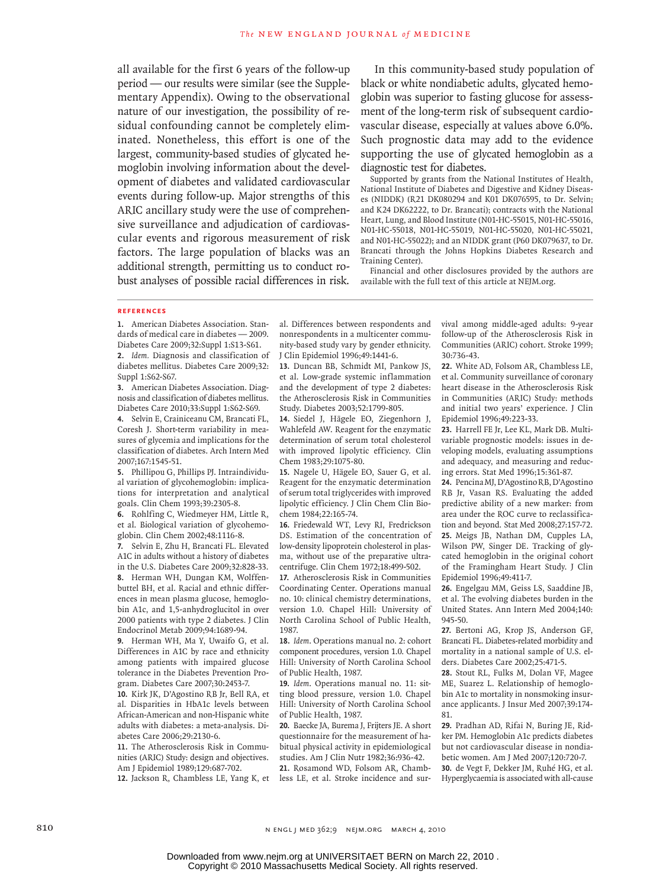all available for the first 6 years of the follow-up period — our results were similar (see the Supplementary Appendix). Owing to the observational nature of our investigation, the possibility of residual confounding cannot be completely eliminated. Nonetheless, this effort is one of the largest, community-based studies of glycated hemoglobin involving information about the development of diabetes and validated cardiovascular events during follow-up. Major strengths of this ARIC ancillary study were the use of comprehensive surveillance and adjudication of cardiovascular events and rigorous measurement of risk factors. The large population of blacks was an additional strength, permitting us to conduct robust analyses of possible racial differences in risk.

In this community-based study population of black or white nondiabetic adults, glycated hemoglobin was superior to fasting glucose for assessment of the long-term risk of subsequent cardiovascular disease, especially at values above 6.0%. Such prognostic data may add to the evidence supporting the use of glycated hemoglobin as a diagnostic test for diabetes.

Supported by grants from the National Institutes of Health, National Institute of Diabetes and Digestive and Kidney Diseases (NIDDK) (R21 DK080294 and K01 DK076595, to Dr. Selvin; and K24 DK62222, to Dr. Brancati); contracts with the National Heart, Lung, and Blood Institute (N01-HC-55015, N01-HC-55016, N01-HC-55018, N01-HC-55019, N01-HC-55020, N01-HC-55021, and N01-HC-55022); and an NIDDK grant (P60 DK079637, to Dr. Brancati through the Johns Hopkins Diabetes Research and Training Center).

Financial and other disclosures provided by the authors are available with the full text of this article at NEJM.org.

## References

1. American Diabetes Association. Standards of medical care in diabetes — 2009. Diabetes Care 2009;32:Suppl 1:S13-S61.
2. *Idem.* Diagnosis and classification of diabetes mellitus. Diabetes Care 2009;32:Suppl 1:S62-S67.
3. American Diabetes Association. Diagnosis and classification of diabetes mellitus. Diabetes Care 2010;33:Suppl 1:S62-S69.
4. Selvin E, Crainiceanu CM, Brancati FL, Coresh J. Short-term variability in measures of glycemia and implications for the classification of diabetes. Arch Intern Med 2007;167:1545-51.
5. Phillipou G, Phillips PJ. Intraindividual variation of glycohemoglobin: implications for interpretation and analytical goals. Clin Chem 1993;39:2305-8.
6. Rohlfing C, Wiedmeyer HM, Little R, et al. Biological variation of glycohemoglobin. Clin Chem 2002;48:1116-8.
7. Selvin E, Zhu H, Brancati FL. Elevated A1C in adults without a history of diabetes in the U.S. Diabetes Care 2009;32:828-33.
8. Herman WH, Dungan KM, Wolffenbuttel BH, et al. Racial and ethnic differences in mean plasma glucose, hemoglobin A1c, and 1,5-anhydroglucitol in over 2000 patients with type 2 diabetes. J Clin Endocrinol Metab 2009;94:1689-94.
9. Herman WH, Ma Y, Uwaifo G, et al. Differences in A1C by race and ethnicity among patients with impaired glucose tolerance in the Diabetes Prevention Program. Diabetes Care 2007;30:2453-7.
10. Kirk JK, D'Agostino RB Jr, Bell RA, et al. Disparities in HbA1c levels between African-American and non-Hispanic white adults with diabetes: a meta-analysis. Diabetes Care 2006;29:2130-6.
11. The Atherosclerosis Risk in Communities (ARIC) Study: design and objectives. Am J Epidemiol 1989;129:687-702.
12. Jackson R, Chambless LE, Yang K, et al. Differences between respondents and nonrespondents in a multicenter community-based study vary by gender ethnicity. J Clin Epidemiol 1996;49:1441-6.
13. Duncan BB, Schmidt MI, Pankow JS, et al. Low-grade systemic inflammation and the development of type 2 diabetes: the Atherosclerosis Risk in Communities Study. Diabetes 2003;52:1799-805.
14. Siedel J, Hägele EO, Ziegenhorn J, Wahlefeld AW. Reagent for the enzymatic determination of serum total cholesterol with improved lipolytic efficiency. Clin Chem 1983;29:1075-80.
15. Nagele U, Hägele EO, Sauer G, et al. Reagent for the enzymatic determination of serum total triglycerides with improved lipolytic efficiency. J Clin Chem Clin Biochem 1984;22:165-74.
16. Friedewald WT, Levy RI, Fredrickson DS. Estimation of the concentration of low-density lipoprotein cholesterol in plasma, without use of the preparative ultracentrifuge. Clin Chem 1972;18:499-502.
17. Atherosclerosis Risk in Communities Coordinating Center. Operations manual no. 10: clinical chemistry determinations, version 1.0. Chapel Hill: University of North Carolina School of Public Health, 1987.
18. *Idem.* Operations manual no. 2: cohort component procedures, version 1.0. Chapel Hill: University of North Carolina School of Public Health, 1987.
19. *Idem.* Operations manual no. 11: sitting blood pressure, version 1.0. Chapel Hill: University of North Carolina School of Public Health, 1987.
20. Baecke JA, Burema J, Frijters JE. A short questionnaire for the measurement of habitual physical activity in epidemiological studies. Am J Clin Nutr 1982;36:936-42.
21. Rosamond WD, Folsom AR, Chambless LE, et al. Stroke incidence and survival among middle-aged adults: 9-year follow-up of the Atherosclerosis Risk in Communities (ARIC) cohort. Stroke 1999;30:736-43.
22. White AD, Folsom AR, Chambless LE, et al. Community surveillance of coronary heart disease in the Atherosclerosis Risk in Communities (ARIC) Study: methods and initial two years' experience. J Clin Epidemiol 1996;49:223-33.
23. Harrell FE Jr, Lee KL, Mark DB. Multivariable prognostic models: issues in developing models, evaluating assumptions and adequacy, and measuring and reducing errors. Stat Med 1996;15:361-87.
24. Pencina MJ, D'Agostino RB, D'Agostino RB Jr, Vasan RS. Evaluating the added predictive ability of a new marker: from area under the ROC curve to reclassification and beyond. Stat Med 2008;27:157-72.
25. Meigs JB, Nathan DM, Cupples LA, Wilson PW, Singer DE. Tracking of glycated hemoglobin in the original cohort of the Framingham Heart Study. J Clin Epidemiol 1996;49:411-7.
26. Engelgau MM, Geiss LS, Saaddine JB, et al. The evolving diabetes burden in the United States. Ann Intern Med 2004;140:945-50.
27. Bertoni AG, Krop JS, Anderson GF, Brancati FL. Diabetes-related morbidity and mortality in a national sample of U.S. elders. Diabetes Care 2002;25:471-5.
28. Stout RL, Fulks M, Dolan VF, Magee ME, Suarez L. Relationship of hemoglobin A1c to mortality in nonsmoking insurance applicants. J Insur Med 2007;39:174-81.
29. Pradhan AD, Rifai N, Buring JE, Ridker PM. Hemoglobin A1c predicts diabetes but not cardiovascular disease in nondiabetic women. Am J Med 2007;120:720-7.
30. de Vegt F, Dekker JM, Ruhé HG, et al. Hyperglycaemia is associated with all-cause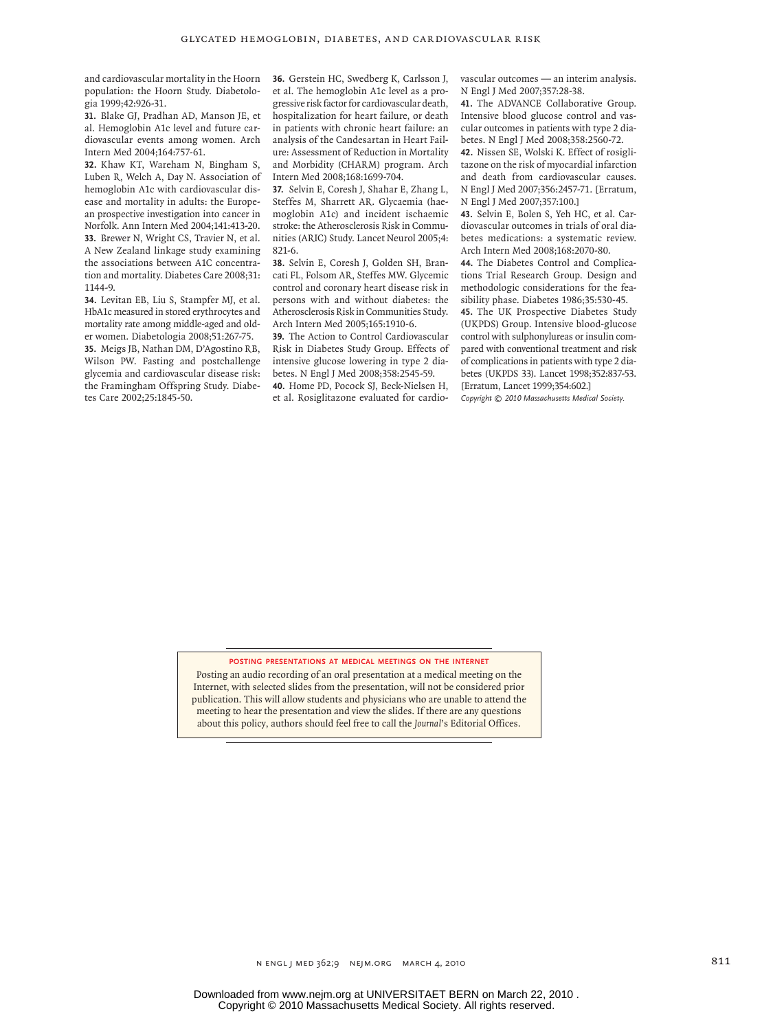and cardiovascular mortality in the Hoorn population: the Hoorn Study. Diabetologia 1999;42:926-31.

**31.** Blake GJ, Pradhan AD, Manson JE, et al. Hemoglobin A1c level and future cardiovascular events among women. Arch Intern Med 2004;164:757-61.

**32.** Khaw KT, Wareham N, Bingham S, Luben R, Welch A, Day N. Association of hemoglobin A1c with cardiovascular disease and mortality in adults: the European prospective investigation into cancer in Norfolk. Ann Intern Med 2004;141:413-20.

**33.** Brewer N, Wright CS, Travier N, et al. A New Zealand linkage study examining the associations between A1C concentration and mortality. Diabetes Care 2008;31:1144-9.

**34.** Levitan EB, Liu S, Stampfer MJ, et al. HbA1c measured in stored erythrocytes and mortality rate among middle-aged and older women. Diabetologia 2008;51:267-75.

**35.** Meigs JB, Nathan DM, D'Agostino RB, Wilson PW. Fasting and postchallenge glycemia and cardiovascular disease risk: the Framingham Offspring Study. Diabetes Care 2002;25:1845-50.

**36.** Gerstein HC, Swedberg K, Carlsson J, et al. The hemoglobin A1c level as a progressive risk factor for cardiovascular death, hospitalization for heart failure, or death in patients with chronic heart failure: an analysis of the Candesartan in Heart Failure: Assessment of Reduction in Mortality and Morbidity (CHARM) program. Arch Intern Med 2008;168:1699-704.

**37.** Selvin E, Coresh J, Shahar E, Zhang L, Steffes M, Sharrett AR. Glycaemia (haemoglobin A1c) and incident ischaemic stroke: the Atherosclerosis Risk in Communities (ARIC) Study. Lancet Neurol 2005;4:821-6.

**38.** Selvin E, Coresh J, Golden SH, Brancati FL, Folsom AR, Steffes MW. Glycemic control and coronary heart disease risk in persons with and without diabetes: the Atherosclerosis Risk in Communities Study. Arch Intern Med 2005;165:1910-6.

**39.** The Action to Control Cardiovascular Risk in Diabetes Study Group. Effects of intensive glucose lowering in type 2 diabetes. N Engl J Med 2008;358:2545-59.

**40.** Home PD, Pocock SJ, Beck-Nielsen H, et al. Rosiglitazone evaluated for cardiovascular outcomes — an interim analysis. N Engl J Med 2007;357:28-38.

**41.** The ADVANCE Collaborative Group. Intensive blood glucose control and vascular outcomes in patients with type 2 diabetes. N Engl J Med 2008;358:2560-72.

**42.** Nissen SE, Wolski K. Effect of rosiglitazone on the risk of myocardial infarction and death from cardiovascular causes. N Engl J Med 2007;356:2457-71. [Erratum, N Engl J Med 2007;357:100.]

**43.** Selvin E, Bolen S, Yeh HC, et al. Cardiovascular outcomes in trials of oral diabetes medications: a systematic review. Arch Intern Med 2008;168:2070-80.

**44.** The Diabetes Control and Complications Trial Research Group. Design and methodologic considerations for the feasibility phase. Diabetes 1986;35:530-45.

**45.** The UK Prospective Diabetes Study (UKPDS) Group. Intensive blood-glucose control with sulphonylureas or insulin compared with conventional treatment and risk of complications in patients with type 2 diabetes (UKPDS 33). Lancet 1998;352:837-53. [Erratum, Lancet 1999;354:602.]

*Copyright © 2010 Massachusetts Medical Society.*

**POSTING PRESENTATIONS AT MEDICAL MEETINGS ON THE INTERNET**

Posting an audio recording of an oral presentation at a medical meeting on the Internet, with selected slides from the presentation, will not be considered prior publication. This will allow students and physicians who are unable to attend the meeting to hear the presentation and view the slides. If there are any questions about this policy, authors should feel free to call the *Journal*'s Editorial Offices.

Downloaded from www.nejm.org at UNIVERSITAET BERN on March 22, 2010 .
Copyright © 2010 Massachusetts Medical Society. All rights reserved.